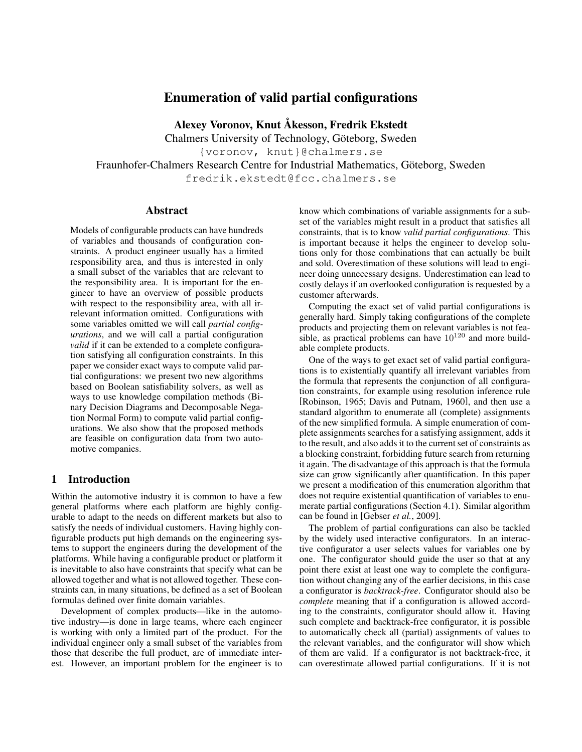# Enumeration of valid partial configurations

**Alexey Voronov, Knut Åkesson, Fredrik Ekstedt**

Chalmers University of Technology, Göteborg, Sweden

{voronov, knut}@chalmers.se

Fraunhofer-Chalmers Research Centre for Industrial Mathematics, Göteborg, Sweden

fredrik.ekstedt@fcc.chalmers.se

## Abstract

Models of configurable products can have hundreds of variables and thousands of configuration constraints. A product engineer usually has a limited responsibility area, and thus is interested in only a small subset of the variables that are relevant to the responsibility area. It is important for the engineer to have an overview of possible products with respect to the responsibility area, with all irrelevant information omitted. Configurations with some variables omitted we will call *partial configurations*, and we will call a partial configuration *valid* if it can be extended to a complete configuration satisfying all configuration constraints. In this paper we consider exact ways to compute valid partial configurations: we present two new algorithms based on Boolean satisfiability solvers, as well as ways to use knowledge compilation methods (Binary Decision Diagrams and Decomposable Negation Normal Form) to compute valid partial configurations. We also show that the proposed methods are feasible on configuration data from two automotive companies.

## 1 Introduction

Within the automotive industry it is common to have a few general platforms where each platform are highly configurable to adapt to the needs on different markets but also to satisfy the needs of individual customers. Having highly configurable products put high demands on the engineering systems to support the engineers during the development of the platforms. While having a configurable product or platform it is inevitable to also have constraints that specify what can be allowed together and what is not allowed together. These constraints can, in many situations, be defined as a set of Boolean formulas defined over finite domain variables.

Development of complex products—like in the automotive industry—is done in large teams, where each engineer is working with only a limited part of the product. For the individual engineer only a small subset of the variables from those that describe the full product, are of immediate interest. However, an important problem for the engineer is to know which combinations of variable assignments for a subset of the variables might result in a product that satisfies all constraints, that is to know *valid partial configurations*. This is important because it helps the engineer to develop solutions only for those combinations that can actually be built and sold. Overestimation of these solutions will lead to engineer doing unnecessary designs. Underestimation can lead to costly delays if an overlooked configuration is requested by a customer afterwards.

Computing the exact set of valid partial configurations is generally hard. Simply taking configurations of the complete products and projecting them on relevant variables is not feasible, as practical problems can have $10^{120}$ and more buildable complete products.

One of the ways to get exact set of valid partial configurations is to existentially quantify all irrelevant variables from the formula that represents the conjunction of all configuration constraints, for example using resolution inference rule [Robinson, 1965; Davis and Putnam, 1960], and then use a standard algorithm to enumerate all (complete) assignments of the new simplified formula. A simple enumeration of complete assignments searches for a satisfying assignment, adds it to the result, and also adds it to the current set of constraints as a blocking constraint, forbidding future search from returning it again. The disadvantage of this approach is that the formula size can grow significantly after quantification. In this paper we present a modification of this enumeration algorithm that does not require existential quantification of variables to enumerate partial configurations (Section 4.1). Similar algorithm can be found in [Gebser *et al.*, 2009].

The problem of partial configurations can also be tackled by the widely used interactive configurators. In an interactive configurator a user selects values for variables one by one. The configurator should guide the user so that at any point there exist at least one way to complete the configuration without changing any of the earlier decisions, in this case a configurator is *backtrack-free*. Configurator should also be *complete* meaning that if a configuration is allowed according to the constraints, configurator should allow it. Having such complete and backtrack-free configurator, it is possible to automatically check all (partial) assignments of values to the relevant variables, and the configurator will show which of them are valid. If a configurator is not backtrack-free, it can overestimate allowed partial configurations. If it is not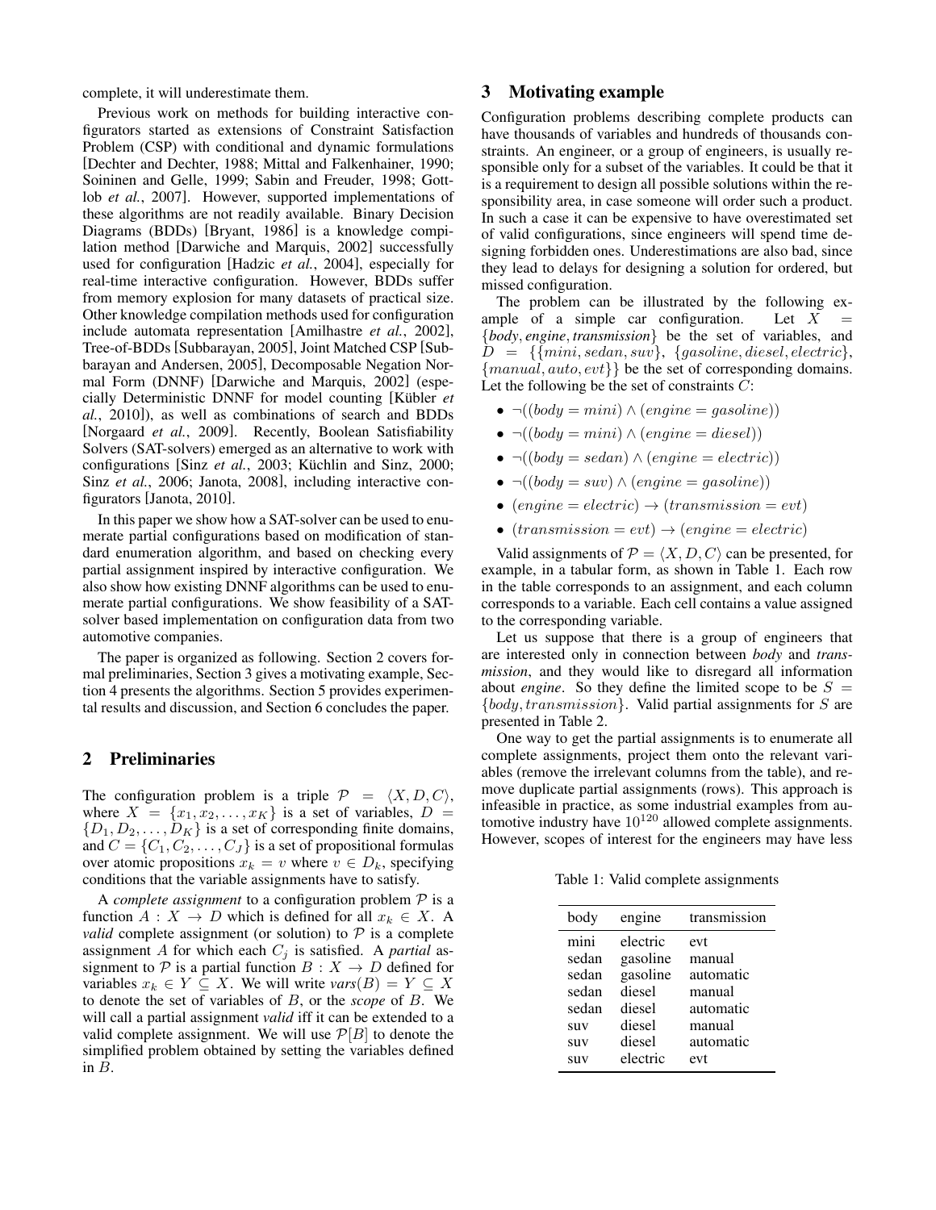complete, it will underestimate them.

Previous work on methods for building interactive configurators started as extensions of Constraint Satisfaction Problem (CSP) with conditional and dynamic formulations [Dechter and Dechter, 1988; Mittal and Falkenhainer, 1990; Soininen and Gelle, 1999; Sabin and Freuder, 1998; Gottlob *et al.*, 2007]. However, supported implementations of these algorithms are not readily available. Binary Decision Diagrams (BDDs) [Bryant, 1986] is a knowledge compilation method [Darwiche and Marquis, 2002] successfully used for configuration [Hadzic *et al.*, 2004], especially for real-time interactive configuration. However, BDDs suffer from memory explosion for many datasets of practical size. Other knowledge compilation methods used for configuration include automata representation [Amilhastre *et al.*, 2002], Tree-of-BDDs [Subbarayan, 2005], Joint Matched CSP [Subbarayan and Andersen, 2005], Decomposable Negation Normal Form (DNNF) [Darwiche and Marquis, 2002] (especially Deterministic DNNF for model counting [Kübler *et al.*, 2010]), as well as combinations of search and BDDs [Norgaard *et al.*, 2009]. Recently, Boolean Satisfiability Solvers (SAT-solvers) emerged as an alternative to work with configurations [Sinz *et al.*, 2003; Küchlin and Sinz, 2000; Sinz *et al.*, 2006; Janota, 2008], including interactive configurators [Janota, 2010].

In this paper we show how a SAT-solver can be used to enumerate partial configurations based on modification of standard enumeration algorithm, and based on checking every partial assignment inspired by interactive configuration. We also show how existing DNNF algorithms can be used to enumerate partial configurations. We show feasibility of a SAT-solver based implementation on configuration data from two automotive companies.

The paper is organized as following. Section 2 covers formal preliminaries, Section 3 gives a motivating example, Section 4 presents the algorithms. Section 5 provides experimental results and discussion, and Section 6 concludes the paper.

## 2 Preliminaries

The configuration problem is a triple $\mathcal{P} = \langle X, D, C \rangle$, where $X = \{x_1, x_2, \ldots, x_K\}$ is a set of variables, $D = \{D_1, D_2, \ldots, D_K\}$ is a set of corresponding finite domains, and $C = \{C_1, C_2, \ldots, C_J\}$ is a set of propositional formulas over atomic propositions $x_k = v$ where $v \in D_k$, specifying conditions that the variable assignments have to satisfy.

A *complete assignment* to a configuration problem $\mathcal{P}$ is a function $A : X \to D$ which is defined for all $x_k \in X$. A *valid* complete assignment (or solution) to $\mathcal{P}$ is a complete assignment $A$ for which each $C_j$ is satisfied. A *partial* assignment to $\mathcal{P}$ is a partial function $B : X \to D$ defined for variables $x_k \in Y \subseteq X$. We will write $\mathit{vars}(B) = Y \subseteq X$ to denote the set of variables of $B$, or the *scope* of $B$. We will call a partial assignment *valid* iff it can be extended to a valid complete assignment. We will use $\mathcal{P}[B]$ to denote the simplified problem obtained by setting the variables defined in $B$.

## 3 Motivating example

Configuration problems describing complete products can have thousands of variables and hundreds of thousands constraints. An engineer, or a group of engineers, is usually responsible only for a subset of the variables. It could be that it is a requirement to design all possible solutions within the responsibility area, in case someone will order such a product. In such a case it can be expensive to have overestimated set of valid configurations, since engineers will spend time designing forbidden ones. Underestimations are also bad, since they lead to delays for designing a solution for ordered, but missed configuration.

The problem can be illustrated by the following example of a simple car configuration. Let $X = \{\mathit{body}, \mathit{engine}, \mathit{transmission}\}$ be the set of variables, and $D = \{\{mini, sedan, suv\}, \{gasoline, diesel, electric\}, \{manual, auto, evt\}\}$ be the set of corresponding domains. Let the following be the set of constraints $C$:

- $\neg((body = mini) \wedge (engine = gasoline))$
- $\neg((body = mini) \wedge (engine = diesel))$
- $\neg((body = sedan) \wedge (engine = electric))$
- $\neg((body = suv) \wedge (engine = gasoline))$
- $(engine = electric) \rightarrow (transmission = evt)$
- $(transmission = evt) \rightarrow (engine = electric)$

Valid assignments of $\mathcal{P} = \langle X, D, C \rangle$ can be presented, for example, in a tabular form, as shown in Table 1. Each row in the table corresponds to an assignment, and each column corresponds to a variable. Each cell contains a value assigned to the corresponding variable.

Let us suppose that there is a group of engineers that are interested only in connection between *body* and *transmission*, and they would like to disregard all information about *engine*. So they define the limited scope to be $S = \{body, transmission\}$. Valid partial assignments for $S$ are presented in Table 2.

One way to get the partial assignments is to enumerate all complete assignments, project them onto the relevant variables (remove the irrelevant columns from the table), and remove duplicate partial assignments (rows). This approach is infeasible in practice, as some industrial examples from automotive industry have $10^{120}$ allowed complete assignments. However, scopes of interest for the engineers may have less

Table 1: Valid complete assignments

| body | engine | transmission |
|---|---|---|
| mini | electric | evt |
| sedan | gasoline | manual |
| sedan | gasoline | automatic |
| sedan | diesel | manual |
| sedan | diesel | automatic |
| suv | diesel | manual |
| suv | diesel | automatic |
| suv | electric | evt |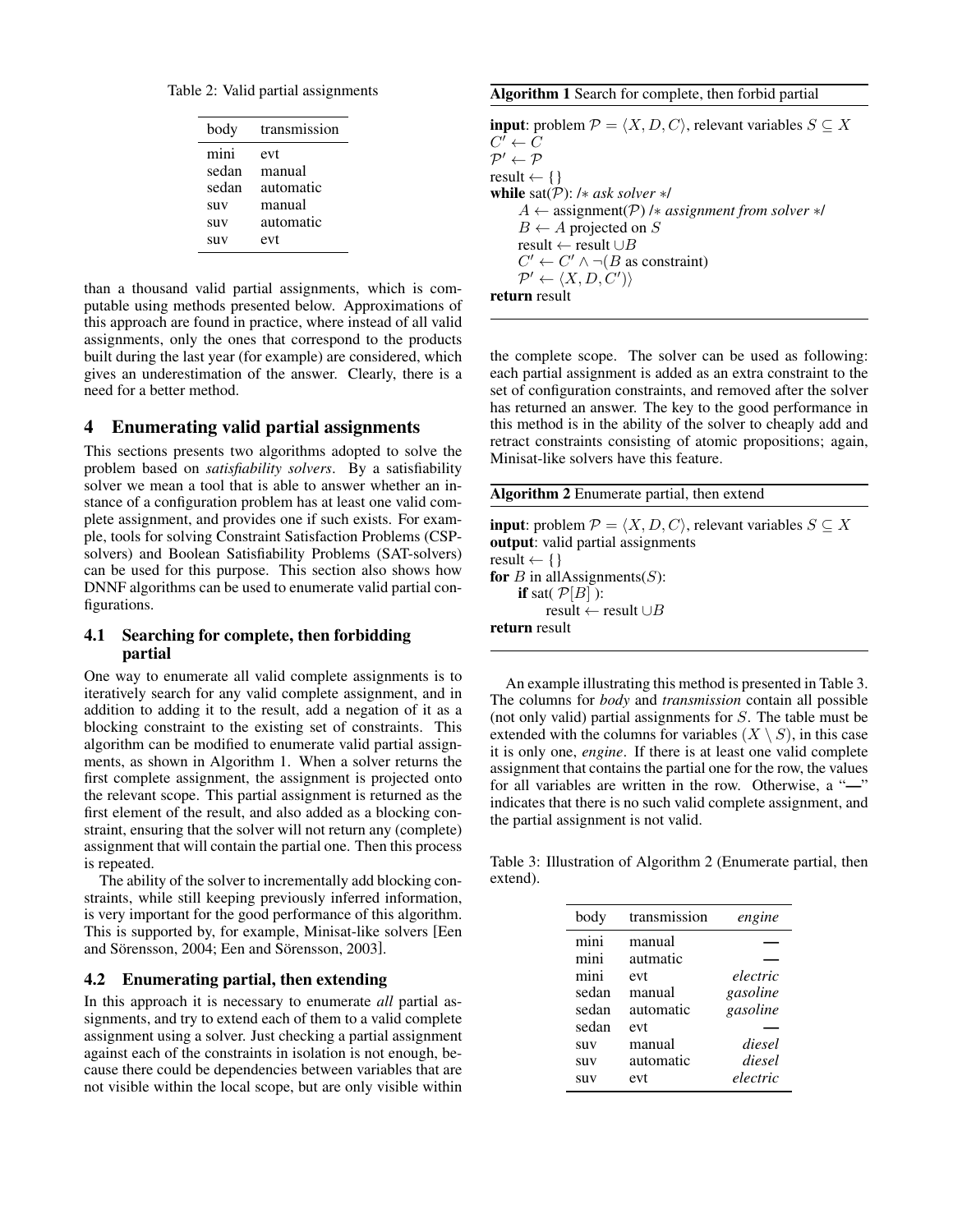Table 2: Valid partial assignments

| body | transmission |
|---|---|
| mini | evt |
| sedan | manual |
| sedan | automatic |
| suv | manual |
| suv | automatic |
| suv | evt |

than a thousand valid partial assignments, which is computable using methods presented below. Approximations of this approach are found in practice, where instead of all valid assignments, only the ones that correspond to the products built during the last year (for example) are considered, which gives an underestimation of the answer. Clearly, there is a need for a better method.

## 4 Enumerating valid partial assignments

This sections presents two algorithms adopted to solve the problem based on *satisfiability solvers*. By a satisfiability solver we mean a tool that is able to answer whether an instance of a configuration problem has at least one valid complete assignment, and provides one if such exists. For example, tools for solving Constraint Satisfaction Problems (CSP-solvers) and Boolean Satisfiability Problems (SAT-solvers) can be used for this purpose. This section also shows how DNNF algorithms can be used to enumerate valid partial configurations.

### 4.1 Searching for complete, then forbidding partial

One way to enumerate all valid complete assignments is to iteratively search for any valid complete assignment, and in addition to adding it to the result, add a negation of it as a blocking constraint to the existing set of constraints. This algorithm can be modified to enumerate valid partial assignments, as shown in Algorithm 1. When a solver returns the first complete assignment, the assignment is projected onto the relevant scope. This partial assignment is returned as the first element of the result, and also added as a blocking constraint, ensuring that the solver will not return any (complete) assignment that will contain the partial one. Then this process is repeated.

The ability of the solver to incrementally add blocking constraints, while still keeping previously inferred information, is very important for the good performance of this algorithm. This is supported by, for example, Minisat-like solvers [Een and Sörensson, 2004; Een and Sörensson, 2003].

**Algorithm 1** Search for complete, then forbid partial

**input**: problem $\mathcal{P} = \langle X, D, C \rangle$, relevant variables $S \subseteq X$
$C' \leftarrow C$
$\mathcal{P}' \leftarrow \mathcal{P}$
result $\leftarrow \{\}$
**while** sat($\mathcal{P}$): /* *ask solver* */
  $A \leftarrow$ assignment($\mathcal{P}$) /* *assignment from solver* */
  $B \leftarrow A$ projected on $S$
  result $\leftarrow$ result $\cup B$
  $C' \leftarrow C' \wedge \neg(B$ as constraint)
  $\mathcal{P}' \leftarrow \langle X, D, C' \rangle$
**return** result

### 4.2 Enumerating partial, then extending

In this approach it is necessary to enumerate *all* partial assignments, and try to extend each of them to a valid complete assignment using a solver. Just checking a partial assignment against each of the constraints in isolation is not enough, because there could be dependencies between variables that are not visible within the local scope, but are only visible within the complete scope. The solver can be used as following: each partial assignment is added as an extra constraint to the set of configuration constraints, and removed after the solver has returned an answer. The key to the good performance in this method is in the ability of the solver to cheaply add and retract constraints consisting of atomic propositions; again, Minisat-like solvers have this feature.

**Algorithm 2** Enumerate partial, then extend

**input**: problem $\mathcal{P} = \langle X, D, C \rangle$, relevant variables $S \subseteq X$
**output**: valid partial assignments
result $\leftarrow \{\}$
**for** $B$ in allAssignments($S$):
  **if** sat( $\mathcal{P}[B]$ ):
    result $\leftarrow$ result $\cup B$
**return** result

An example illustrating this method is presented in Table 3. The columns for *body* and *transmission* contain all possible (not only valid) partial assignments for $S$. The table must be extended with the columns for variables $(X \setminus S)$, in this case it is only one, *engine*. If there is at least one valid complete assignment that contains the partial one for the row, the values for all variables are written in the row. Otherwise, a "—" indicates that there is no such valid complete assignment, and the partial assignment is not valid.

Table 3: Illustration of Algorithm 2 (Enumerate partial, then extend).

| body | transmission | *engine* |
|---|---|---|
| mini | manual | — |
| mini | autmatic | — |
| mini | evt | *electric* |
| sedan | manual | *gasoline* |
| sedan | automatic | *gasoline* |
| sedan | evt | — |
| suv | manual | *diesel* |
| suv | automatic | *diesel* |
| suv | evt | *electric* |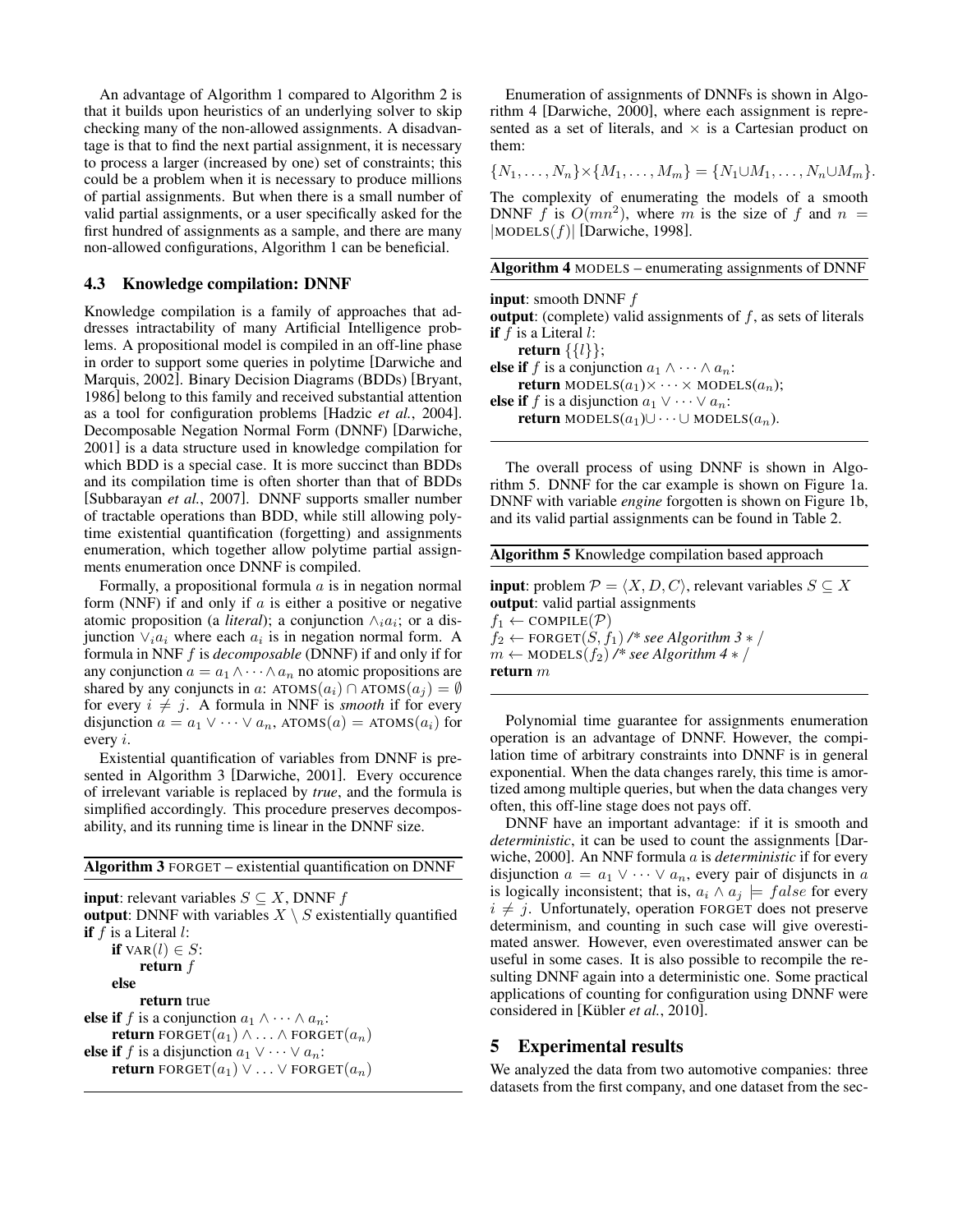An advantage of Algorithm 1 compared to Algorithm 2 is that it builds upon heuristics of an underlying solver to skip checking many of the non-allowed assignments. A disadvantage is that to find the next partial assignment, it is necessary to process a larger (increased by one) set of constraints; this could be a problem when it is necessary to produce millions of partial assignments. But when there is a small number of valid partial assignments, or a user specifically asked for the first hundred of assignments as a sample, and there are many non-allowed configurations, Algorithm 1 can be beneficial.

### 4.3 Knowledge compilation: DNNF

Knowledge compilation is a family of approaches that addresses intractability of many Artificial Intelligence problems. A propositional model is compiled in an off-line phase in order to support some queries in polytime [Darwiche and Marquis, 2002]. Binary Decision Diagrams (BDDs) [Bryant, 1986] belong to this family and received substantial attention as a tool for configuration problems [Hadzic *et al.*, 2004]. Decomposable Negation Normal Form (DNNF) [Darwiche, 2001] is a data structure used in knowledge compilation for which BDD is a special case. It is more succinct than BDDs and its compilation time is often shorter than that of BDDs [Subbarayan *et al.*, 2007]. DNNF supports smaller number of tractable operations than BDD, while still allowing polytime existential quantification (forgetting) and assignments enumeration, which together allow polytime partial assignments enumeration once DNNF is compiled.

Formally, a propositional formula $a$ is in negation normal form (NNF) if and only if $a$ is either a positive or negative atomic proposition (a *literal*); a conjunction $\wedge_i a_i$; or a disjunction $\vee_i a_i$ where each $a_i$ is in negation normal form. A formula in NNF $f$ is *decomposable* (DNNF) if and only if for any conjunction $a = a_1 \wedge \cdots \wedge a_n$ no atomic propositions are shared by any conjuncts in $a$: $\text{ATOMS}(a_i) \cap \text{ATOMS}(a_j) = \emptyset$ for every $i \neq j$. A formula in NNF is *smooth* if for every disjunction $a = a_1 \vee \cdots \vee a_n$, $\text{ATOMS}(a) = \text{ATOMS}(a_i)$ for every $i$.

Existential quantification of variables from DNNF is presented in Algorithm 3 [Darwiche, 2001]. Every occurence of irrelevant variable is replaced by *true*, and the formula is simplified accordingly. This procedure preserves decomposability, and its running time is linear in the DNNF size.

**Algorithm 3** FORGET – existential quantification on DNNF

**input**: relevant variables $S \subseteq X$, DNNF $f$
**output**: DNNF with variables $X \setminus S$ existentially quantified
**if** $f$ is a Literal $l$:
  **if** $\text{VAR}(l) \in S$:
    **return** $f$
  **else**
    **return** true
**else if** $f$ is a conjunction $a_1 \wedge \cdots \wedge a_n$:
  **return** $\text{FORGET}(a_1) \wedge \ldots \wedge \text{FORGET}(a_n)$
**else if** $f$ is a disjunction $a_1 \vee \cdots \vee a_n$:
  **return** $\text{FORGET}(a_1) \vee \ldots \vee \text{FORGET}(a_n)$

Enumeration of assignments of DNNFs is shown in Algorithm 4 [Darwiche, 2000], where each assignment is represented as a set of literals, and $\times$ is a Cartesian product on them:

$$\{N_1, \ldots, N_n\} \times \{M_1, \ldots, M_m\} = \{N_1 \cup M_1, \ldots, N_n \cup M_m\}.$$

The complexity of enumerating the models of a smooth DNNF $f$ is $O(mn^2)$, where $m$ is the size of $f$ and $n = |\text{MODELS}(f)|$ [Darwiche, 1998].

**Algorithm 4** MODELS – enumerating assignments of DNNF

**input**: smooth DNNF $f$
**output**: (complete) valid assignments of $f$, as sets of literals
**if** $f$ is a Literal $l$:
  **return** $\{\{l\}\}$;
**else if** $f$ is a conjunction $a_1 \wedge \cdots \wedge a_n$:
  **return** $\text{MODELS}(a_1) \times \cdots \times \text{MODELS}(a_n)$;
**else if** $f$ is a disjunction $a_1 \vee \cdots \vee a_n$:
  **return** $\text{MODELS}(a_1) \cup \cdots \cup \text{MODELS}(a_n)$.

The overall process of using DNNF is shown in Algorithm 5. DNNF for the car example is shown on Figure 1a. DNNF with variable *engine* forgotten is shown on Figure 1b, and its valid partial assignments can be found in Table 2.

**Algorithm 5** Knowledge compilation based approach

**input**: problem $\mathcal{P} = \langle X, D, C \rangle$, relevant variables $S \subseteq X$
**output**: valid partial assignments
$f_1 \leftarrow \text{COMPILE}(\mathcal{P})$
$f_2 \leftarrow \text{FORGET}(S, f_1)$ */\* see Algorithm 3 \*/*
$m \leftarrow \text{MODELS}(f_2)$ */\* see Algorithm 4 \*/*
**return** $m$

Polynomial time guarantee for assignments enumeration operation is an advantage of DNNF. However, the compilation time of arbitrary constraints into DNNF is in general exponential. When the data changes rarely, this time is amortized among multiple queries, but when the data changes very often, this off-line stage does not pays off.

DNNF have an important advantage: if it is smooth and *deterministic*, it can be used to count the assignments [Darwiche, 2000]. An NNF formula $a$ is *deterministic* if for every disjunction $a = a_1 \vee \cdots \vee a_n$, every pair of disjuncts in $a$ is logically inconsistent; that is, $a_i \wedge a_j \models false$ for every $i \neq j$. Unfortunately, operation FORGET does not preserve determinism, and counting in such case will give overestimated answer. However, even overestimated answer can be useful in some cases. It is also possible to recompile the resulting DNNF again into a deterministic one. Some practical applications of counting for configuration using DNNF were considered in [Kübler *et al.*, 2010].

## 5 Experimental results

We analyzed the data from two automotive companies: three datasets from the first company, and one dataset from the sec-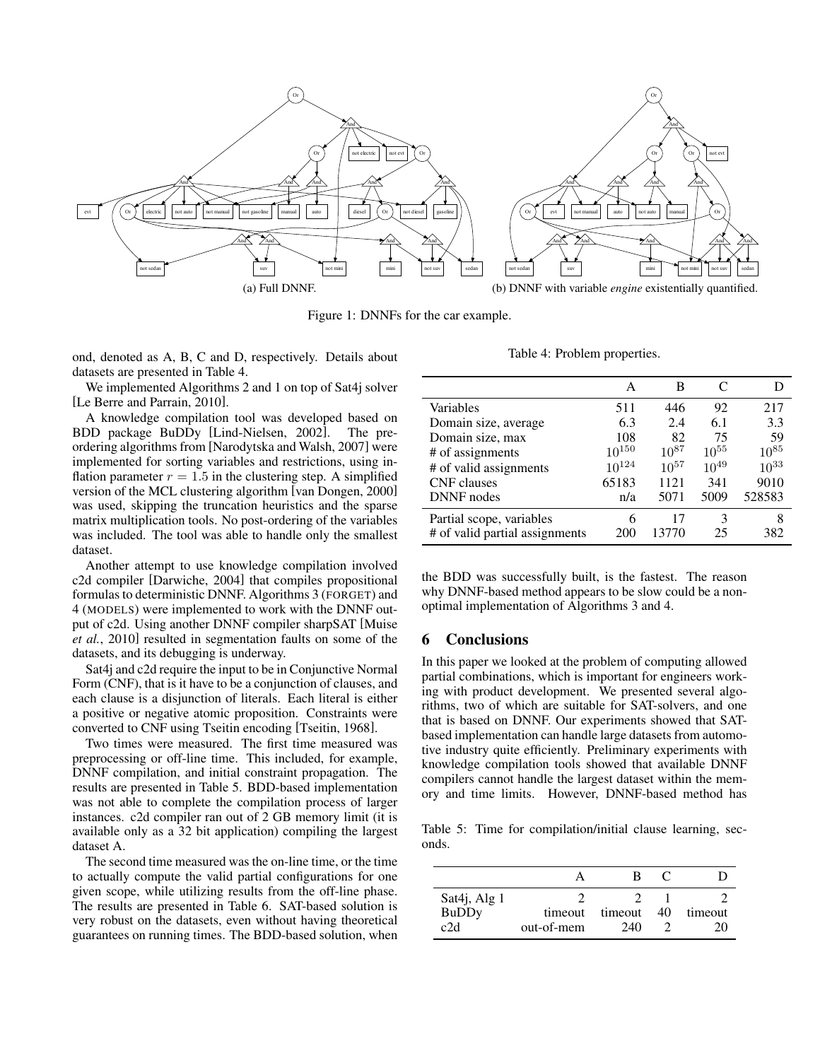(a) Full DNNF.

(b) DNNF with variable *engine* existentially quantified.

Figure 1: DNNFs for the car example.

ond, denoted as A, B, C and D, respectively. Details about datasets are presented in Table 4.

We implemented Algorithms 2 and 1 on top of Sat4j solver [Le Berre and Parrain, 2010].

A knowledge compilation tool was developed based on BDD package BuDDy [Lind-Nielsen, 2002]. The pre-ordering algorithms from [Narodytska and Walsh, 2007] were implemented for sorting variables and restrictions, using inflation parameter $r = 1.5$ in the clustering step. A simplified version of the MCL clustering algorithm [van Dongen, 2000] was used, skipping the truncation heuristics and the sparse matrix multiplication tools. No post-ordering of the variables was included. The tool was able to handle only the smallest dataset.

Another attempt to use knowledge compilation involved c2d compiler [Darwiche, 2004] that compiles propositional formulas to deterministic DNNF. Algorithms 3 (FORGET) and 4 (MODELS) were implemented to work with the DNNF output of c2d. Using another DNNF compiler sharpSAT [Muise *et al.*, 2010] resulted in segmentation faults on some of the datasets, and its debugging is underway.

Sat4j and c2d require the input to be in Conjunctive Normal Form (CNF), that is it have to be a conjunction of clauses, and each clause is a disjunction of literals. Each literal is either a positive or negative atomic proposition. Constraints were converted to CNF using Tseitin encoding [Tseitin, 1968].

Two times were measured. The first time measured was preprocessing or off-line time. This included, for example, DNNF compilation, and initial constraint propagation. The results are presented in Table 5. BDD-based implementation was not able to complete the compilation process of larger instances. c2d compiler ran out of 2 GB memory limit (it is available only as a 32 bit application) compiling the largest dataset A.

The second time measured was the on-line time, or the time to actually compute the valid partial configurations for one given scope, while utilizing results from the off-line phase. The results are presented in Table 6. SAT-based solution is very robust on the datasets, even without having theoretical guarantees on running times. The BDD-based solution, when the BDD was successfully built, is the fastest. The reason why DNNF-based method appears to be slow could be a non-optimal implementation of Algorithms 3 and 4.

Table 4: Problem properties.

| | A | B | C | D |
|---|---|---|---|---|
| Variables | 511 | 446 | 92 | 217 |
| Domain size, average | 6.3 | 2.4 | 6.1 | 3.3 |
| Domain size, max | 108 | 82 | 75 | 59 |
| # of assignments | $10^{150}$ | $10^{87}$ | $10^{55}$ | $10^{85}$ |
| # of valid assignments | $10^{124}$ | $10^{57}$ | $10^{49}$ | $10^{33}$ |
| CNF clauses | 65183 | 1121 | 341 | 9010 |
| DNNF nodes | n/a | 5071 | 5009 | 528583 |
| Partial scope, variables | 6 | 17 | 3 | 8 |
| # of valid partial assignments | 200 | 13770 | 25 | 382 |

## 6 Conclusions

In this paper we looked at the problem of computing allowed partial combinations, which is important for engineers working with product development. We presented several algorithms, two of which are suitable for SAT-solvers, and one that is based on DNNF. Our experiments showed that SAT-based implementation can handle large datasets from automotive industry quite efficiently. Preliminary experiments with knowledge compilation tools showed that available DNNF compilers cannot handle the largest dataset within the memory and time limits. However, DNNF-based method has

Table 5: Time for compilation/initial clause learning, seconds.

| | A | B | C | D |
|---|---|---|---|---|
| Sat4j, Alg 1 | 2 | 2 | 1 | 2 |
| BuDDy | timeout | timeout | 40 | timeout |
| c2d | out-of-mem | 240 | 2 | 20 |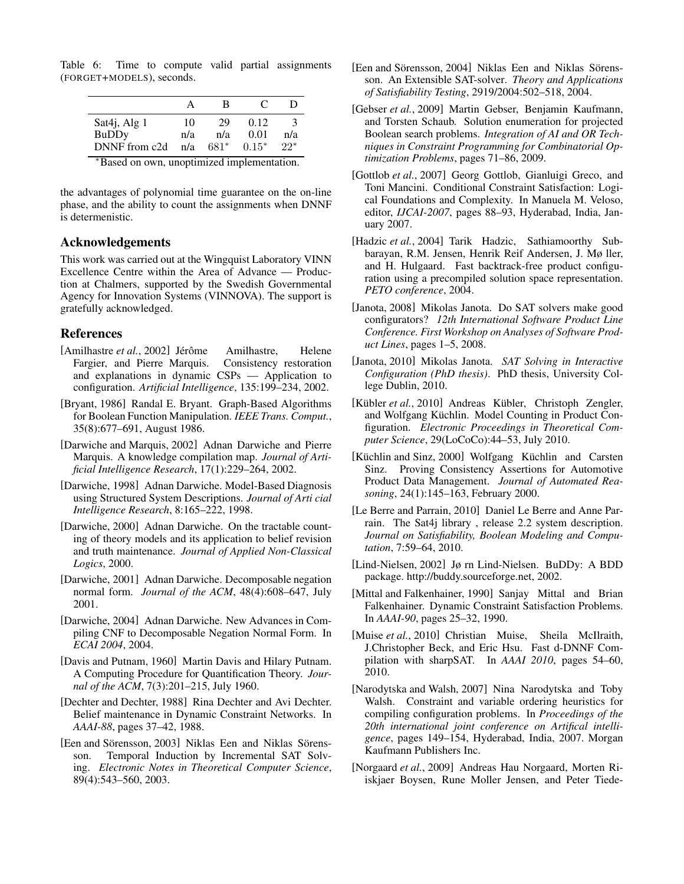Table 6: Time to compute valid partial assignments (FORGET+MODELS), seconds.

| | A | B | C | D |
|---|---|---|---|---|
| Sat4j, Alg 1 | 10 | 29 | 0.12 | 3 |
| BuDDy | n/a | n/a | 0.01 | n/a |
| DNNF from c2d | n/a | 681* | 0.15* | 22* |

*Based on own, unoptimized implementation.

the advantages of polynomial time guarantee on the on-line phase, and the ability to count the assignments when DNNF is determenistic.

## Acknowledgements

This work was carried out at the Wingquist Laboratory VINN Excellence Centre within the Area of Advance — Production at Chalmers, supported by the Swedish Governmental Agency for Innovation Systems (VINNOVA). The support is gratefully acknowledged.

## References

[Amilhastre *et al.*, 2002] Jérôme Amilhastre, Helene Fargier, and Pierre Marquis. Consistency restoration and explanations in dynamic CSPs — Application to configuration. *Artificial Intelligence*, 135:199–234, 2002.

[Bryant, 1986] Randal E. Bryant. Graph-Based Algorithms for Boolean Function Manipulation. *IEEE Trans. Comput.*, 35(8):677–691, August 1986.

[Darwiche and Marquis, 2002] Adnan Darwiche and Pierre Marquis. A knowledge compilation map. *Journal of Artificial Intelligence Research*, 17(1):229–264, 2002.

[Darwiche, 1998] Adnan Darwiche. Model-Based Diagnosis using Structured System Descriptions. *Journal of Arti cial Intelligence Research*, 8:165–222, 1998.

[Darwiche, 2000] Adnan Darwiche. On the tractable counting of theory models and its application to belief revision and truth maintenance. *Journal of Applied Non-Classical Logics*, 2000.

[Darwiche, 2001] Adnan Darwiche. Decomposable negation normal form. *Journal of the ACM*, 48(4):608–647, July 2001.

[Darwiche, 2004] Adnan Darwiche. New Advances in Compiling CNF to Decomposable Negation Normal Form. In *ECAI 2004*, 2004.

[Davis and Putnam, 1960] Martin Davis and Hilary Putnam. A Computing Procedure for Quantification Theory. *Journal of the ACM*, 7(3):201–215, July 1960.

[Dechter and Dechter, 1988] Rina Dechter and Avi Dechter. Belief maintenance in Dynamic Constraint Networks. In *AAAI-88*, pages 37–42, 1988.

[Een and Sörensson, 2003] Niklas Een and Niklas Sörensson. Temporal Induction by Incremental SAT Solving. *Electronic Notes in Theoretical Computer Science*, 89(4):543–560, 2003.

[Een and Sörensson, 2004] Niklas Een and Niklas Sörensson. An Extensible SAT-solver. *Theory and Applications of Satisfiability Testing*, 2919/2004:502–518, 2004.

[Gebser *et al.*, 2009] Martin Gebser, Benjamin Kaufmann, and Torsten Schaub. Solution enumeration for projected Boolean search problems. *Integration of AI and OR Techniques in Constraint Programming for Combinatorial Optimization Problems*, pages 71–86, 2009.

[Gottlob *et al.*, 2007] Georg Gottlob, Gianluigi Greco, and Toni Mancini. Conditional Constraint Satisfaction: Logical Foundations and Complexity. In Manuela M. Veloso, editor, *IJCAI-2007*, pages 88–93, Hyderabad, India, January 2007.

[Hadzic *et al.*, 2004] Tarik Hadzic, Sathiamoorthy Subbarayan, R.M. Jensen, Henrik Reif Andersen, J. Mø ller, and H. Hulgaard. Fast backtrack-free product configuration using a precompiled solution space representation. *PETO conference*, 2004.

[Janota, 2008] Mikolas Janota. Do SAT solvers make good configurators? *12th International Software Product Line Conference. First Workshop on Analyses of Software Product Lines*, pages 1–5, 2008.

[Janota, 2010] Mikolas Janota. *SAT Solving in Interactive Configuration (PhD thesis)*. PhD thesis, University College Dublin, 2010.

[Kübler *et al.*, 2010] Andreas Kübler, Christoph Zengler, and Wolfgang Küchlin. Model Counting in Product Configuration. *Electronic Proceedings in Theoretical Computer Science*, 29(LoCoCo):44–53, July 2010.

[Küchlin and Sinz, 2000] Wolfgang Küchlin and Carsten Sinz. Proving Consistency Assertions for Automotive Product Data Management. *Journal of Automated Reasoning*, 24(1):145–163, February 2000.

[Le Berre and Parrain, 2010] Daniel Le Berre and Anne Parrain. The Sat4j library , release 2.2 system description. *Journal on Satisfiability, Boolean Modeling and Computation*, 7:59–64, 2010.

[Lind-Nielsen, 2002] Jø rn Lind-Nielsen. BuDDy: A BDD package. http://buddy.sourceforge.net, 2002.

[Mittal and Falkenhainer, 1990] Sanjay Mittal and Brian Falkenhainer. Dynamic Constraint Satisfaction Problems. In *AAAI-90*, pages 25–32, 1990.

[Muise *et al.*, 2010] Christian Muise, Sheila McIlraith, J.Christopher Beck, and Eric Hsu. Fast d-DNNF Compilation with sharpSAT. In *AAAI 2010*, pages 54–60, 2010.

[Narodytska and Walsh, 2007] Nina Narodytska and Toby Walsh. Constraint and variable ordering heuristics for compiling configuration problems. In *Proceedings of the 20th international joint conference on Artifical intelligence*, pages 149–154, Hyderabad, India, 2007. Morgan Kaufmann Publishers Inc.

[Norgaard *et al.*, 2009] Andreas Hau Norgaard, Morten Riiskjaer Boysen, Rune Moller Jensen, and Peter Tiede-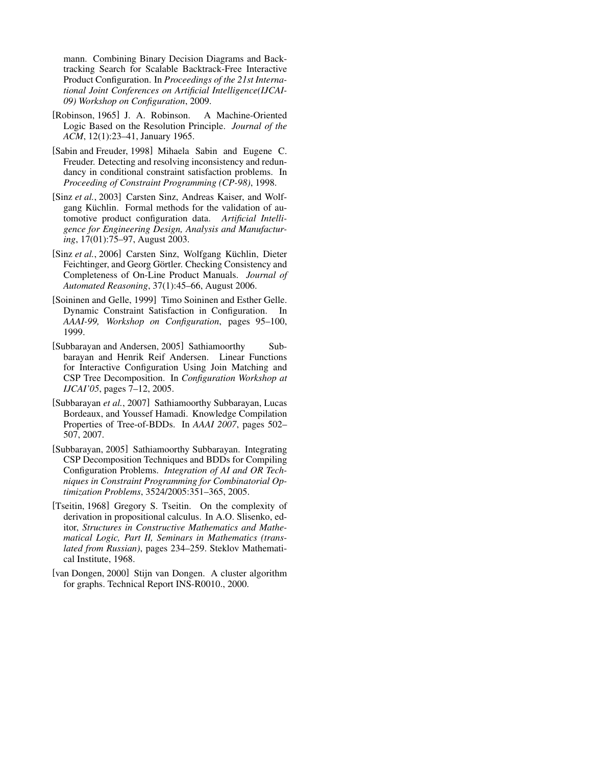mann. Combining Binary Decision Diagrams and Backtracking Search for Scalable Backtrack-Free Interactive Product Configuration. In *Proceedings of the 21st International Joint Conferences on Artificial Intelligence(IJCAI-09) Workshop on Configuration*, 2009.

[Robinson, 1965] J. A. Robinson. A Machine-Oriented Logic Based on the Resolution Principle. *Journal of the ACM*, 12(1):23–41, January 1965.

[Sabin and Freuder, 1998] Mihaela Sabin and Eugene C. Freuder. Detecting and resolving inconsistency and redundancy in conditional constraint satisfaction problems. In *Proceeding of Constraint Programming (CP-98)*, 1998.

[Sinz *et al.*, 2003] Carsten Sinz, Andreas Kaiser, and Wolfgang Küchlin. Formal methods for the validation of automotive product configuration data. *Artificial Intelligence for Engineering Design, Analysis and Manufacturing*, 17(01):75–97, August 2003.

[Sinz *et al.*, 2006] Carsten Sinz, Wolfgang Küchlin, Dieter Feichtinger, and Georg Görtler. Checking Consistency and Completeness of On-Line Product Manuals. *Journal of Automated Reasoning*, 37(1):45–66, August 2006.

[Soininen and Gelle, 1999] Timo Soininen and Esther Gelle. Dynamic Constraint Satisfaction in Configuration. In *AAAI-99, Workshop on Configuration*, pages 95–100, 1999.

[Subbarayan and Andersen, 2005] Sathiamoorthy Subbarayan and Henrik Reif Andersen. Linear Functions for Interactive Configuration Using Join Matching and CSP Tree Decomposition. In *Configuration Workshop at IJCAI'05*, pages 7–12, 2005.

[Subbarayan *et al.*, 2007] Sathiamoorthy Subbarayan, Lucas Bordeaux, and Youssef Hamadi. Knowledge Compilation Properties of Tree-of-BDDs. In *AAAI 2007*, pages 502–507, 2007.

[Subbarayan, 2005] Sathiamoorthy Subbarayan. Integrating CSP Decomposition Techniques and BDDs for Compiling Configuration Problems. *Integration of AI and OR Techniques in Constraint Programming for Combinatorial Optimization Problems*, 3524/2005:351–365, 2005.

[Tseitin, 1968] Gregory S. Tseitin. On the complexity of derivation in propositional calculus. In A.O. Slisenko, editor, *Structures in Constructive Mathematics and Mathematical Logic, Part II, Seminars in Mathematics (translated from Russian)*, pages 234–259. Steklov Mathematical Institute, 1968.

[van Dongen, 2000] Stijn van Dongen. A cluster algorithm for graphs. Technical Report INS-R0010., 2000.